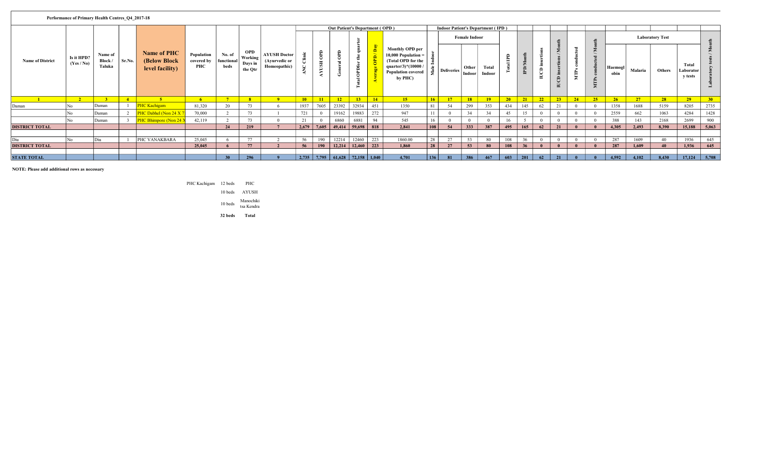**Performance of Primary Health Centres_Q4_2017-18**

| Name of District | Is it HPD? (Yes / No) | Name of Block / Taluka | Sr.No. | Name of PHC (Below Block level facility) | Population covered by PHC | No. of functional beds | OPD Working Days in the Qtr | AYUSH Doctor (Ayurvedic or Homeopathic) | Out Patient's Department ( OPD ) | | | | | | Indoor Patient's Department ( IPD ) | | | | | | | | | | | Laboratory Test | | | | |
|---|---|---|---|---|---|---|---|---|---|---|---|---|---|---|---|---|---|---|---|---|---|---|---|---|---|---|---|---|---|---|
| | | | | | | | | | ANC Clinic | AYUSH OPD | General OPD | Total OPDfor the quarter | Average OPD / Day | Monthly OPD per 10,000 Population = (Total OPD for the quarter/3)*(10000 / Population covered by PHC) | Male Indoor | Female Indoor | | | Total IPD | IPD/Month | IUCD insertions | IUCD insertions / Month | MTPs conducted | MTPs conducted / Month | Haemoglobin | Malaria | Others | Total Laboratory tests | Laboratory tests / Month |
| | | | | | | | | | | | | | | | | Deliveries | Other Indoor | Total Indoor | | | | | | | | | | | |
| 1 | 2 | 3 | 4 | 5 | 6 | 7 | 8 | 9 | 10 | 11 | 12 | 13 | 14 | 15 | 16 | 17 | 18 | 19 | 20 | 21 | 22 | 23 | 24 | 25 | 26 | 27 | 28 | 29 | 30 |
| Daman | No | Daman | 1 | PHC Kachigam | 81,320 | 20 | 73 | 6 | 1937 | 7605 | 23392 | 32934 | 451 | 1350 | 81 | 54 | 299 | 353 | 434 | 145 | 62 | 21 | 0 | 0 | 1358 | 1688 | 5159 | 8205 | 2735 |
| | No | Daman | 2 | PHC Dabhel (Non 24 X 7 | 70,000 | 2 | 73 | 1 | 721 | 0 | 19162 | 19883 | 272 | 947 | 11 | 0 | 34 | 34 | 45 | 15 | 0 | 0 | 0 | 0 | 2559 | 662 | 1063 | 4284 | 1428 |
| | No | Daman | 3 | PHC Bhimpore (Non 24 X | 42,119 | 2 | 73 | 0 | 21 | 0 | 6860 | 6881 | 94 | 545 | 16 | 0 | 0 | 0 | 16 | 5 | 0 | 0 | 0 | 0 | 388 | 143 | 2168 | 2699 | 900 |
| **DISTRICT TOTAL** | | | | | | **24** | **219** | **7** | **2,679** | **7,605** | **49,414** | **59,698** | **818** | **2,841** | **108** | **54** | **333** | **387** | **495** | **165** | **62** | **21** | **0** | **0** | **4,305** | **2,493** | **8,390** | **15,188** | **5,063** |
| | | | | | | | | | | | | | | | | | | | | | | | | | | | | | |
| Diu | No | Diu | 1 | PHC VANAKBARA | 25,045 | 6 | 77 | 2 | 56 | 190 | 12214 | 12460 | 223 | 1860.00 | 28 | 27 | 53 | 80 | 108 | 36 | 0 | 0 | 0 | 0 | 287 | 1609 | 40 | 1936 | 645 |
| **DISTRICT TOTAL** | | | | | **25,045** | **6** | **77** | **2** | **56** | **190** | **12,214** | **12,460** | **223** | **1,860** | **28** | **27** | **53** | **80** | **108** | **36** | **0** | **0** | **0** | **0** | **287** | **1,609** | **40** | **1,936** | **645** |
| | | | | | | | | | | | | | | | | | | | | | | | | | | | | | |
| **STATE TOTAL** | | | | | | **30** | **296** | **9** | **2,735** | **7,795** | **61,628** | **72,158** | **1,040** | **4,701** | **136** | **81** | **386** | **467** | **603** | **201** | **62** | **21** | **0** | **0** | **4,592** | **4,102** | **8,430** | **17,124** | **5,708** |

**NOTE: Please add additional rows as necessary**

| PHC Kachigam | 12 beds | PHC |
|---|---|---|
| | 10 beds | AYUSH |
| | 10 beds | Manochikitsa Kendra |
| | **32 beds** | **Total** |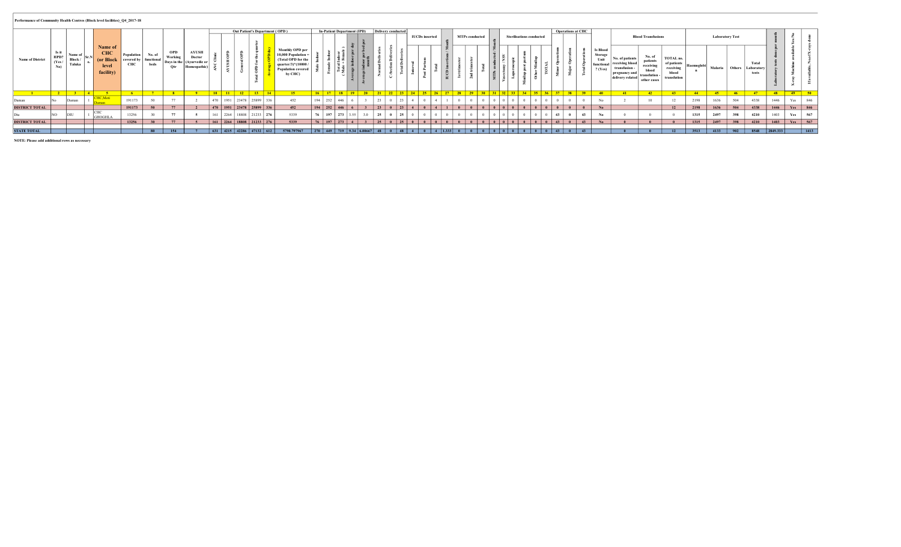Performance of Community Health Centres (Block level facilities)_Q4_2017-18

| Name of District | Is it HPD? (Yes / No) | Name of Block / Taluka | Sr.No. | Name of CHC (or Block level facility) | Population covered by CHC | No. of functional beds | OPD Working Days in the Qtr | AYUSH Doctor (Ayurvedic or Homeopathic) | Out Patient's Department ( OPD ) | | | | | | In-Patient Department (IPD) | | | | | Delivery conducted | | | IUCDs inserted | | | | MTPs conducted | | | | Sterilisations conducted | | | | | Operations at CHC | | | | Blood Transfusions | | | Laboratory Test | | | | | | |
|---|---|---|---|---|---|---|---|---|---|---|---|---|---|---|---|---|---|---|---|---|---|---|---|---|---|---|---|---|---|---|---|---|---|---|---|---|---|---|---|---|---|---|---|---|---|---|---|---|---|
| | | | | | | | | | ANC Clinic | AYUSH OPD | General OPD | Total OPD for the quarter | Average OPD/day | Monthly OPD per 10,000 Population = (Total OPD for the quarter/3)*(10000 / Population covered by CHC) | Male Indoor | Female Indoor | Total Indoor ( Male + Female ) | Average indoor per day | Average indoor per bed per month | Normal Deliveries | C-Section Deliveries | Total Deliveries | Interval | Post Partum | Total | IUCD insertions / Month | 1st trimester | 2nd trimester | Total | MTPs conducted / Month | Vasectomy / NSV | Laparoscopic | Minilap post partum | Other Minilap | TOTAL | Minor Operations | Major Operation | Total Operations | Is Blood Storage Unit functional ? (Yes) | No. of patients receiving blood transfusion - pregnancy and delivery related | No. of patients receiving blood transfusion - other cases | TOTAL no. of patients receiving blood transfusion | Haemoglobin | Malaria | Others | Total Laboratory tests | Laboratory tests done per month | X-ray Machine available Yes/No | If available, No of X-rays done |
| 1 | 2 | 3 | 4 | 5 | 6 | 7 | 8 | 9 | 10 | 11 | 12 | 13 | 14 | 15 | 16 | 17 | 18 | 19 | 20 | 21 | 22 | 23 | 24 | 25 | 26 | 27 | 28 | 29 | 30 | 31 | 32 | 33 | 34 | 35 | 36 | 37 | 38 | 39 | 40 | 41 | 42 | 43 | 44 | 45 | 46 | 47 | 48 | 49 | 50 |
| Daman | No | Daman | 1 | CHC,Moti Daman | 191173 | 50 | 77 | 2 | 470 | 1951 | 23478 | 25899 | 336 | 452 | 194 | 252 | 446 | 6 | 3 | 23 | 0 | 23 | 4 | 0 | 4 | 1 | 0 | 0 | 0 | 0 | 0 | 0 | 0 | 0 | 0 | 0 | 0 | 0 | No | 2 | 10 | 12 | 2198 | 1636 | 504 | 4338 | 1446 | Yes | 846 |
| DISTRICT TOTAL | | | | | 191173 | 50 | 77 | 2 | 470 | 1951 | 23478 | 25899 | 336 | 452 | 194 | 252 | 446 | 6 | 3 | 23 | 0 | 23 | 4 | 0 | 4 | 1 | 0 | 0 | 0 | 0 | 0 | 0 | 0 | 0 | 0 | 0 | 0 | 0 | No | | | 12 | 2198 | 1636 | 504 | 4338 | 1446 | Yes | 846 |
| Diu | NO | DIU | 1 | CHC GHOGHLA | 13256 | 30 | 77 | 5 | 161 | 2264 | 18808 | 21233 | 276 | 5339 | 76 | 197 | 273 | 3.55 | 3.0 | 25 | 0 | 25 | 0 | 0 | 0 | 0 | 0 | 0 | 0 | 0 | 0 | 0 | 0 | 0 | 0 | 43 | 0 | 43 | No | 0 | 0 | 0 | 1315 | 2497 | 398 | 4210 | 1403 | Yes | 567 |
| DISTRICT TOTAL | | | | | 13256 | 30 | 77 | 5 | 161 | 2264 | 18808 | 21233 | 276 | 5339 | 76 | 197 | 273 | 4 | 3 | 25 | 0 | 25 | 0 | 0 | 0 | 0 | 0 | 0 | 0 | 0 | 0 | 0 | 0 | 0 | 0 | 43 | 0 | 43 | No | 0 | 0 | 0 | 1315 | 2497 | 398 | 4210 | 1403 | Yes | 567 |
| STATE TOTAL | | | | | | 80 | 154 | 7 | 631 | 4215 | 42286 | 47132 | 612 | 5790.797967 | 270 | 449 | 719 | 9.34 | 6.00667 | 48 | 0 | 48 | 4 | 0 | 4 | 1.333 | 0 | 0 | 0 | 0 | 0 | 0 | 0 | 0 | 0 | 43 | 0 | 43 | | 0 | 0 | 12 | 3513 | 4133 | 902 | 8548 | 2849.333 | | 1413 |

NOTE: Please add additional rows as necessary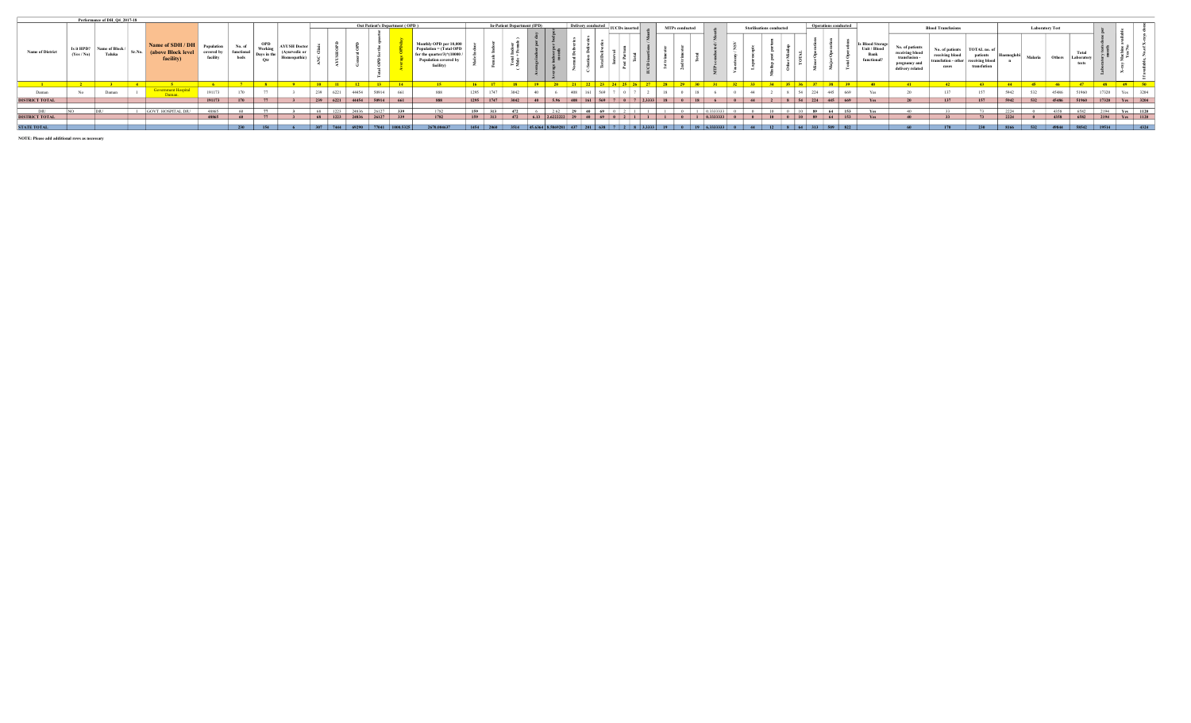Performance of DH_Q4_2017-18

| Name of District | Is it HPD? (Yes / No) | Name of Block / Taluka | Sr.No. | Name of SDH / DH (above Block level facility) | Population covered by facility | No. of functional beds | OPD Working Days in the Qtr | AYUSH Doctor (Ayurvedic or Homeopathic) | Out Patient's Department (OPD) | | | | | | In-Patient Department (IPD) | | | | | Delivery conducted | | | IUCDs inserted | | | IUCD insertions / Month | MTPs conducted | | | MTPs conducted / Month | Sterilisations conducted | | | | | Operations conducted | | | Is Blood Storage Unit / Blood Bank functional? | Blood Transfusions | | | Laboratory Test | | | | Laboratory tests done per month | X-ray Machine available Yes/No | If available, No. of X-rays done |
|---|---|---|---|---|---|---|---|---|---|---|---|---|---|---|---|---|---|---|---|---|---|---|---|---|---|---|---|---|---|---|---|---|---|---|---|---|---|---|---|---|---|---|---|---|---|---|---|---|---|
| | | | | | | | | | ANC Clinic | AYUSH OPD | General OPD | Total OPD for the quarter | Average OPD/day | Monthly OPD per 10,000 Population = (Total OPD for the quarter/3)*(10000/ Population covered by facility) | Male Indoor | Female Indoor | Total Indoor ( Male + Female ) | Average indoor per day | Average indoor per bed per month | Normal Deliveries | C-Section Deliveries | Total Deliveries | Interval | Post Partum | Total | | 1st trimester | 2nd trimester | Total | | Vasectomy / NSV | Laparoscopic | Minilap post partum | Other Minilap | TOTAL | Minor Operations | Major Operations | Total Operations | | No. of patients receiving blood transfusion - pregnancy and delivery related | No. of patients receiving blood transfusion - other cases | TOTAL no. of patients receiving blood transfusion | Haemoglobin | Malaria | Others | Total Laboratory tests | | | |
| 1 | 2 | 3 | 4 | 5 | 6 | 7 | 8 | 9 | 10 | 11 | 12 | 13 | 14 | 15 | 16 | 17 | 18 | 19 | 20 | 21 | 22 | 23 | 24 | 25 | 26 | 27 | 28 | 29 | 30 | 31 | 32 | 33 | 34 | 35 | 36 | 37 | 38 | 39 | 40 | 41 | 42 | 43 | 44 | 45 | 46 | 47 | 48 | 49 | 50 |
| Daman | No | Daman | 1 | Government Hospital Daman | 191173 | 170 | 77 | 3 | 239 | 6221 | 44454 | 50914 | 661 | 888 | 1295 | 1747 | 3042 | 40 | 6 | 408 | 161 | 569 | 7 | 0 | 7 | 2 | 18 | 0 | 18 | 6 | 0 | 44 | 2 | 8 | 54 | 224 | 445 | 669 | Yes | 20 | 137 | 157 | 5942 | 532 | 45486 | 51960 | 17320 | Yes | 3204 |
| DISTRICT TOTAL | | | | | 191173 | 170 | 77 | 3 | 239 | 6221 | 44454 | 50914 | 661 | 888 | 1295 | 1747 | 3042 | 40 | 5.96 | 408 | 161 | 569 | 7 | 0 | 7 | 2.3333 | 18 | 0 | 18 | 6 | 0 | 44 | 2 | 8 | 54 | 224 | 445 | 669 | Yes | 20 | 137 | 157 | 5942 | 532 | 45486 | 51960 | 17320 | Yes | 3204 |
| DIU | NO | DIU | 1 | GOVT. HOSPITAL DIU | 48865 | 60 | 77 | 3 | 68 | 1223 | 24836 | 26127 | 339 | 1782 | 159 | 313 | 472 | 6 | 2.62 | 29 | 40 | 69 | 0 | 2 | 1 | 1 | 1 | 0 | 1 | 0.3333333 | 0 | 0 | 10 | 0 | 10 | 89 | 64 | 153 | Yes | 40 | 33 | 73 | 2224 | 0 | 4358 | 6582 | 2194 | Yes | 1120 |
| DISTRICT TOTAL | | | | | 48865 | 60 | 77 | 3 | 68 | 1223 | 24836 | 26127 | 339 | 1782 | 159 | 313 | 472 | 6.13 | 2.6222222 | 29 | 40 | 69 | 0 | 2 | 1 | 1 | 1 | 0 | 1 | 0.3333333 | 0 | 0 | 10 | 0 | 10 | 89 | 64 | 153 | Yes | 40 | 33 | 73 | 2224 | 0 | 4358 | 6582 | 2194 | Yes | 1120 |
| STATE TOTAL | | | | | | 230 | 154 | 6 | 307 | 7444 | 69290 | 77041 | 1000.5325 | 2670.004637 | 1454 | 2060 | 3514 | 45.6364 | 8.5869281 | 437 | 201 | 638 | 7 | 2 | 8 | 3.3333 | 19 | 0 | 19 | 6.3333333 | 0 | 44 | 12 | 8 | 64 | 313 | 509 | 822 | | 60 | 170 | 230 | 8166 | 532 | 49844 | 58542 | 19514 | | 4324 |

NOTE: Please add additional rows as necessary